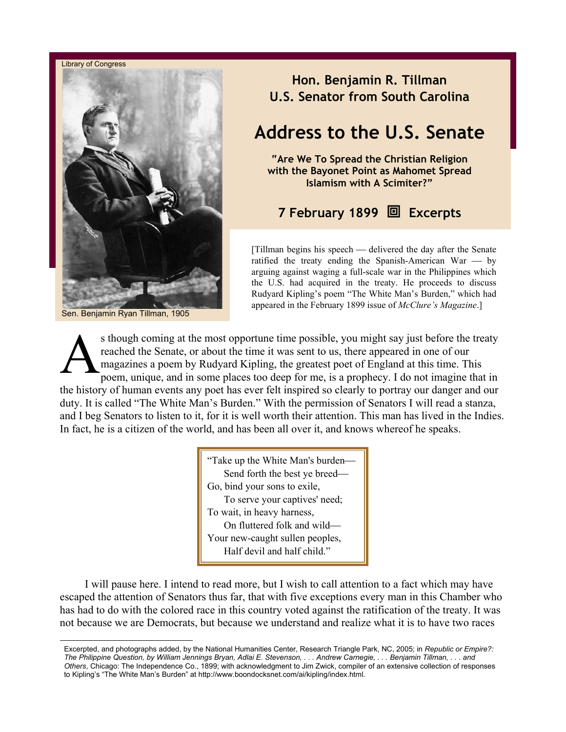Library of Congress

Sen. Benjamin Ryan Tillman, 1905

## Hon. Benjamin R. Tillman
## U.S. Senator from South Carolina

# Address to the U.S. Senate

**"Are We To Spread the Christian Religion with the Bayonet Point as Mahomet Spread Islamism with A Scimiter?"**

## 7 February 1899 ▣ Excerpts

[Tillman begins his speech — delivered the day after the Senate ratified the treaty ending the Spanish-American War — by arguing against waging a full-scale war in the Philippines which the U.S. had acquired in the treaty. He proceeds to discuss Rudyard Kipling's poem "The White Man's Burden," which had appeared in the February 1899 issue of *McClure's Magazine*.]

As though coming at the most opportune time possible, you might say just before the treaty reached the Senate, or about the time it was sent to us, there appeared in one of our magazines a poem by Rudyard Kipling, the greatest poet of England at this time. This poem, unique, and in some places too deep for me, is a prophecy. I do not imagine that in the history of human events any poet has ever felt inspired so clearly to portray our danger and our duty. It is called "The White Man's Burden." With the permission of Senators I will read a stanza, and I beg Senators to listen to it, for it is well worth their attention. This man has lived in the Indies. In fact, he is a citizen of the world, and has been all over it, and knows whereof he speaks.

> "Take up the White Man's burden—
> Send forth the best ye breed—
> Go, bind your sons to exile,
> To serve your captives' need;
> To wait, in heavy harness,
> On fluttered folk and wild—
> Your new-caught sullen peoples,
> Half devil and half child."

I will pause here. I intend to read more, but I wish to call attention to a fact which may have escaped the attention of Senators thus far, that with five exceptions every man in this Chamber who has had to do with the colored race in this country voted against the ratification of the treaty. It was not because we are Democrats, but because we understand and realize what it is to have two races

---

Excerpted, and photographs added, by the National Humanities Center, Research Triangle Park, NC, 2005; in *Republic or Empire?: The Philippine Question, by William Jennings Bryan, Adlai E. Stevenson, . . . Andrew Carnegie, . . . Benjamin Tillman, . . . and Others*, Chicago: The Independence Co., 1899; with acknowledgment to Jim Zwick, compiler of an extensive collection of responses to Kipling's "The White Man's Burden" at http://www.boondocksnet.com/ai/kipling/index.html.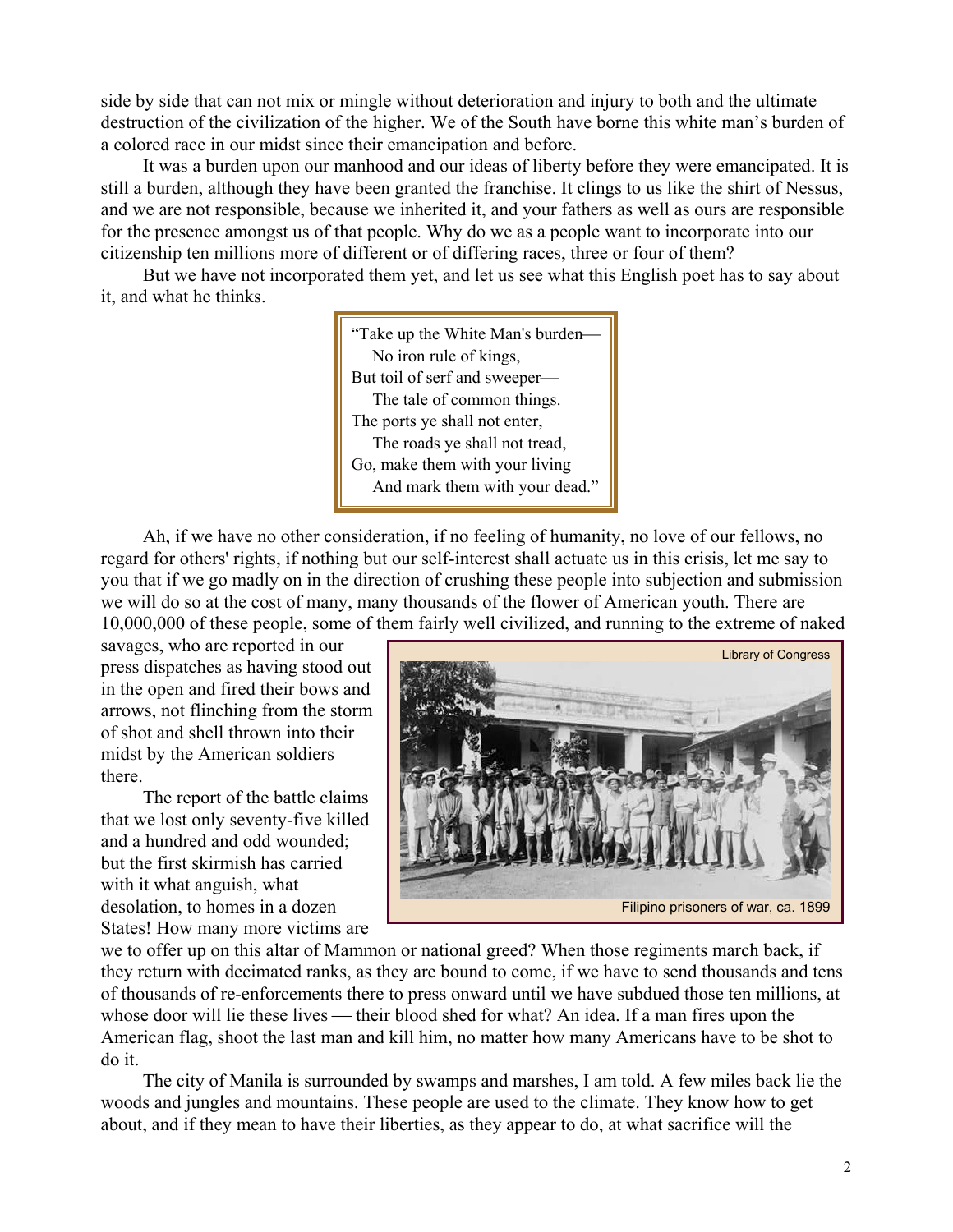side by side that can not mix or mingle without deterioration and injury to both and the ultimate destruction of the civilization of the higher. We of the South have borne this white man's burden of a colored race in our midst since their emancipation and before.

It was a burden upon our manhood and our ideas of liberty before they were emancipated. It is still a burden, although they have been granted the franchise. It clings to us like the shirt of Nessus, and we are not responsible, because we inherited it, and your fathers as well as ours are responsible for the presence amongst us of that people. Why do we as a people want to incorporate into our citizenship ten millions more of different or of differing races, three or four of them?

But we have not incorporated them yet, and let us see what this English poet has to say about it, and what he thinks.

> "Take up the White Man's burden—
> No iron rule of kings,
> But toil of serf and sweeper—
> The tale of common things.
> The ports ye shall not enter,
> The roads ye shall not tread,
> Go, make them with your living
> And mark them with your dead."

Ah, if we have no other consideration, if no feeling of humanity, no love of our fellows, no regard for others' rights, if nothing but our self-interest shall actuate us in this crisis, let me say to you that if we go madly on in the direction of crushing these people into subjection and submission we will do so at the cost of many, many thousands of the flower of American youth. There are 10,000,000 of these people, some of them fairly well civilized, and running to the extreme of naked savages, who are reported in our press dispatches as having stood out in the open and fired their bows and arrows, not flinching from the storm of shot and shell thrown into their midst by the American soldiers there.

Library of Congress

Filipino prisoners of war, ca. 1899

The report of the battle claims that we lost only seventy-five killed and a hundred and odd wounded; but the first skirmish has carried with it what anguish, what desolation, to homes in a dozen States! How many more victims are we to offer up on this altar of Mammon or national greed? When those regiments march back, if they return with decimated ranks, as they are bound to come, if we have to send thousands and tens of thousands of re-enforcements there to press onward until we have subdued those ten millions, at whose door will lie these lives — their blood shed for what? An idea. If a man fires upon the American flag, shoot the last man and kill him, no matter how many Americans have to be shot to do it.

The city of Manila is surrounded by swamps and marshes, I am told. A few miles back lie the woods and jungles and mountains. These people are used to the climate. They know how to get about, and if they mean to have their liberties, as they appear to do, at what sacrifice will the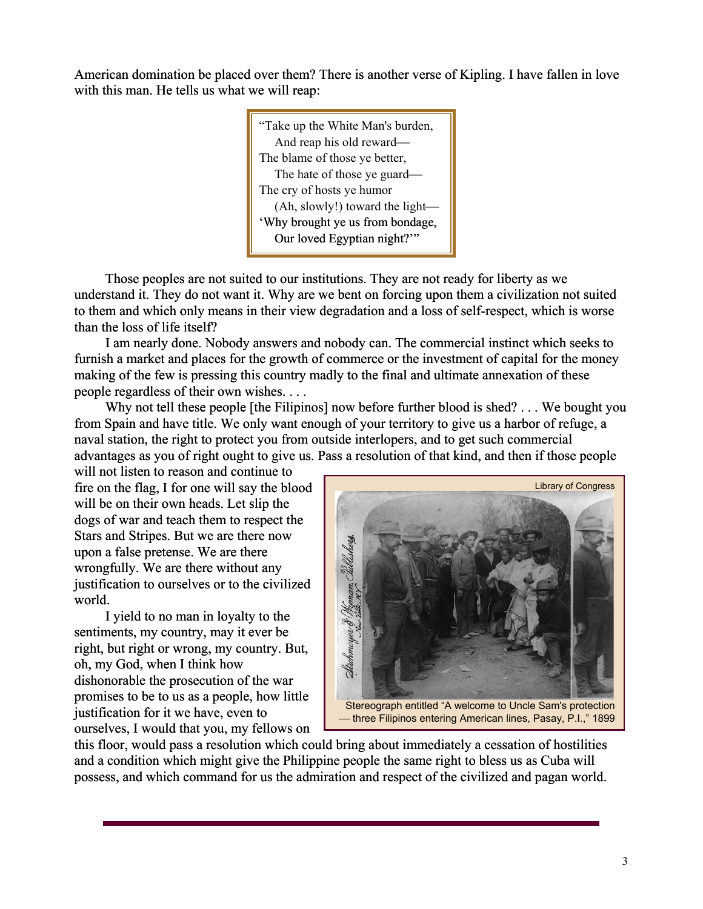American domination be placed over them? There is another verse of Kipling. I have fallen in love with this man. He tells us what we will reap:

> "Take up the White Man's burden,
>     And reap his old reward—
> The blame of those ye better,
>     The hate of those ye guard—
> The cry of hosts ye humor
>     (Ah, slowly!) toward the light—
> 'Why brought ye us from bondage,
>     Our loved Egyptian night?'"

Those peoples are not suited to our institutions. They are not ready for liberty as we understand it. They do not want it. Why are we bent on forcing upon them a civilization not suited to them and which only means in their view degradation and a loss of self-respect, which is worse than the loss of life itself?

I am nearly done. Nobody answers and nobody can. The commercial instinct which seeks to furnish a market and places for the growth of commerce or the investment of capital for the money making of the few is pressing this country madly to the final and ultimate annexation of these people regardless of their own wishes. . . .

Why not tell these people [the Filipinos] now before further blood is shed? . . . We bought you from Spain and have title. We only want enough of your territory to give us a harbor of refuge, a naval station, the right to protect you from outside interlopers, and to get such commercial advantages as you of right ought to give us. Pass a resolution of that kind, and then if those people will not listen to reason and continue to fire on the flag, I for one will say the blood will be on their own heads. Let slip the dogs of war and teach them to respect the Stars and Stripes. But we are there now upon a false pretense. We are there wrongfully. We are there without any justification to ourselves or to the civilized world.

I yield to no man in loyalty to the sentiments, my country, may it ever be right, but right or wrong, my country. But, oh, my God, when I think how dishonorable the prosecution of the war promises to be to us as a people, how little justification for it we have, even to ourselves, I would that you, my fellows on this floor, would pass a resolution which could bring about immediately a cessation of hostilities and a condition which might give the Philippine people the same right to bless us as Cuba will possess, and which command for us the admiration and respect of the civilized and pagan world.

Library of Congress

Stereograph entitled "A welcome to Uncle Sam's protection — three Filipinos entering American lines, Pasay, P.I.," 1899